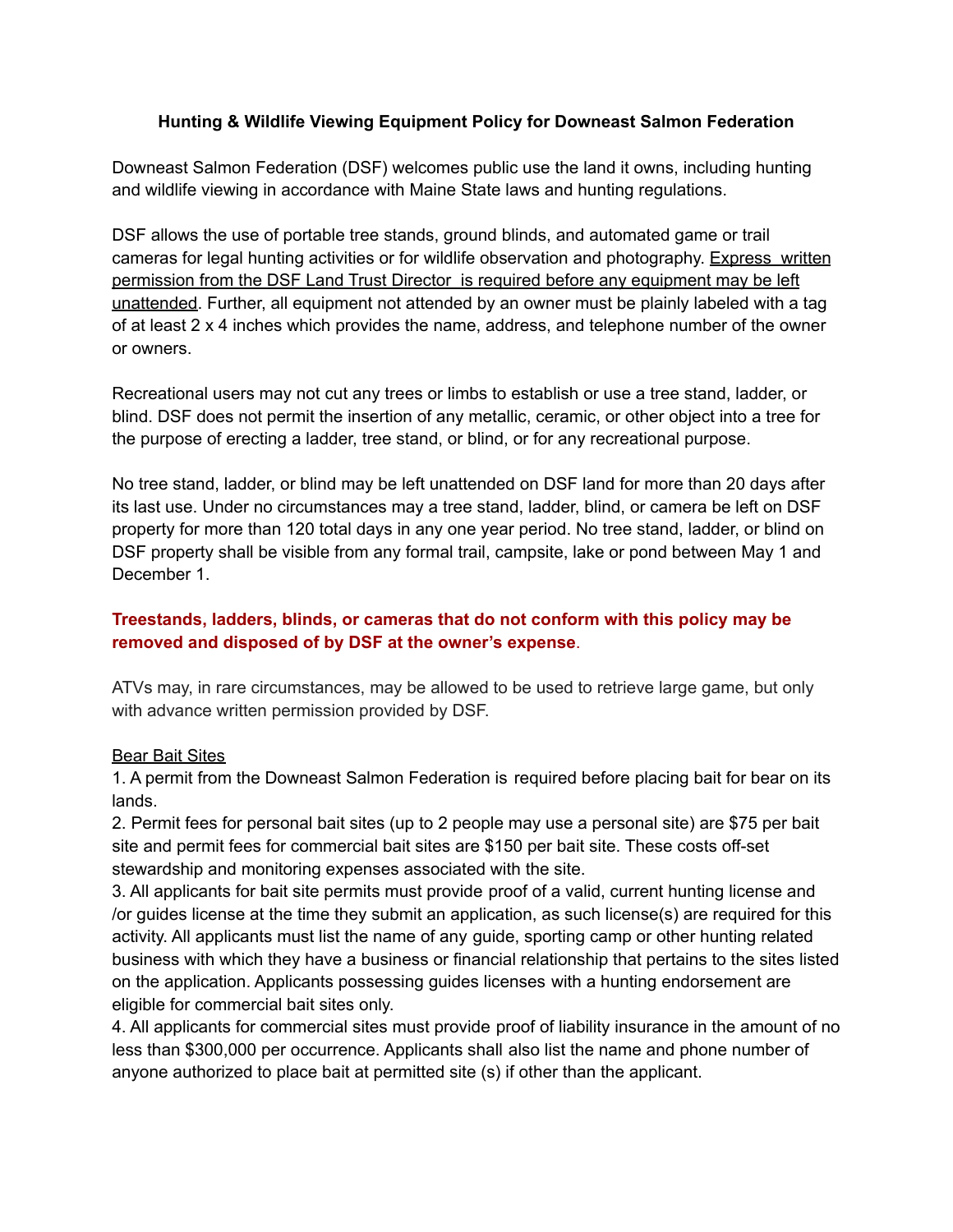**Hunting & Wildlife Viewing Equipment Policy for Downeast Salmon Federation**

Downeast Salmon Federation (DSF) welcomes public use the land it owns, including hunting and wildlife viewing in accordance with Maine State laws and hunting regulations.

DSF allows the use of portable tree stands, ground blinds, and automated game or trail cameras for legal hunting activities or for wildlife observation and photography. <u>Express written permission from the DSF Land Trust Director is required before any equipment may be left unattended</u>. Further, all equipment not attended by an owner must be plainly labeled with a tag of at least 2 x 4 inches which provides the name, address, and telephone number of the owner or owners.

Recreational users may not cut any trees or limbs to establish or use a tree stand, ladder, or blind. DSF does not permit the insertion of any metallic, ceramic, or other object into a tree for the purpose of erecting a ladder, tree stand, or blind, or for any recreational purpose.

No tree stand, ladder, or blind may be left unattended on DSF land for more than 20 days after its last use. Under no circumstances may a tree stand, ladder, blind, or camera be left on DSF property for more than 120 total days in any one year period. No tree stand, ladder, or blind on DSF property shall be visible from any formal trail, campsite, lake or pond between May 1 and December 1.

**Treestands, ladders, blinds, or cameras that do not conform with this policy may be removed and disposed of by DSF at the owner's expense**.

ATVs may, in rare circumstances, may be allowed to be used to retrieve large game, but only with advance written permission provided by DSF.

<u>Bear Bait Sites</u>

1. A permit from the Downeast Salmon Federation is required before placing bait for bear on its lands.
2. Permit fees for personal bait sites (up to 2 people may use a personal site) are $75 per bait site and permit fees for commercial bait sites are $150 per bait site. These costs off-set stewardship and monitoring expenses associated with the site.
3. All applicants for bait site permits must provide proof of a valid, current hunting license and /or guides license at the time they submit an application, as such license(s) are required for this activity. All applicants must list the name of any guide, sporting camp or other hunting related business with which they have a business or financial relationship that pertains to the sites listed on the application. Applicants possessing guides licenses with a hunting endorsement are eligible for commercial bait sites only.
4. All applicants for commercial sites must provide proof of liability insurance in the amount of no less than $300,000 per occurrence. Applicants shall also list the name and phone number of anyone authorized to place bait at permitted site (s) if other than the applicant.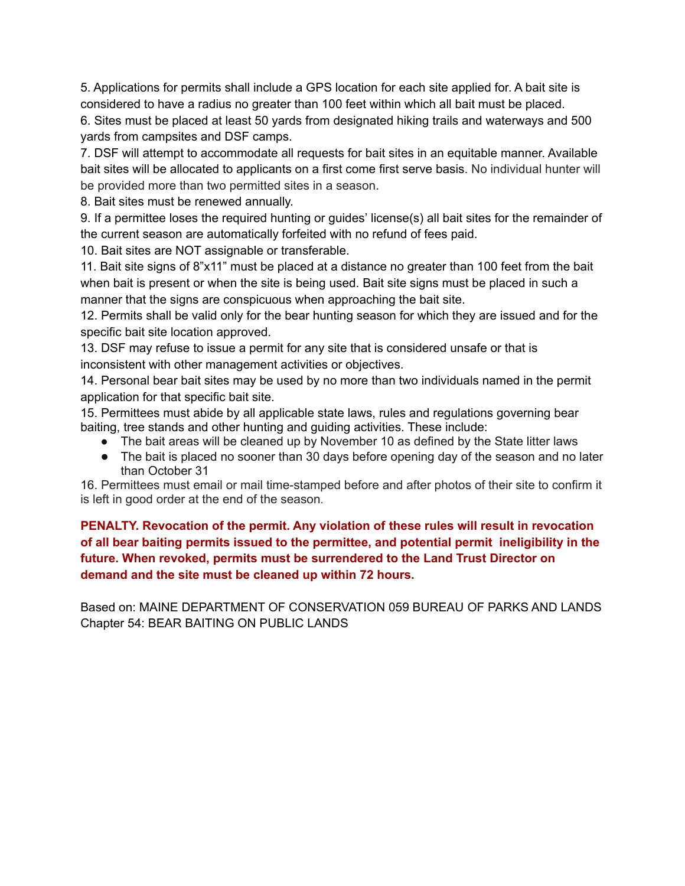5. Applications for permits shall include a GPS location for each site applied for. A bait site is considered to have a radius no greater than 100 feet within which all bait must be placed.
6. Sites must be placed at least 50 yards from designated hiking trails and waterways and 500 yards from campsites and DSF camps.
7. DSF will attempt to accommodate all requests for bait sites in an equitable manner. Available bait sites will be allocated to applicants on a first come first serve basis. No individual hunter will be provided more than two permitted sites in a season.
8. Bait sites must be renewed annually.
9. If a permittee loses the required hunting or guides' license(s) all bait sites for the remainder of the current season are automatically forfeited with no refund of fees paid.
10. Bait sites are NOT assignable or transferable.
11. Bait site signs of 8"x11" must be placed at a distance no greater than 100 feet from the bait when bait is present or when the site is being used. Bait site signs must be placed in such a manner that the signs are conspicuous when approaching the bait site.
12. Permits shall be valid only for the bear hunting season for which they are issued and for the specific bait site location approved.
13. DSF may refuse to issue a permit for any site that is considered unsafe or that is inconsistent with other management activities or objectives.
14. Personal bear bait sites may be used by no more than two individuals named in the permit application for that specific bait site.
15. Permittees must abide by all applicable state laws, rules and regulations governing bear baiting, tree stands and other hunting and guiding activities. These include:

- The bait areas will be cleaned up by November 10 as defined by the State litter laws
- The bait is placed no sooner than 30 days before opening day of the season and no later than October 31

16. Permittees must email or mail time-stamped before and after photos of their site to confirm it is left in good order at the end of the season.

**PENALTY. Revocation of the permit. Any violation of these rules will result in revocation of all bear baiting permits issued to the permittee, and potential permit ineligibility in the future. When revoked, permits must be surrendered to the Land Trust Director on demand and the site must be cleaned up within 72 hours.**

Based on: MAINE DEPARTMENT OF CONSERVATION 059 BUREAU OF PARKS AND LANDS Chapter 54: BEAR BAITING ON PUBLIC LANDS